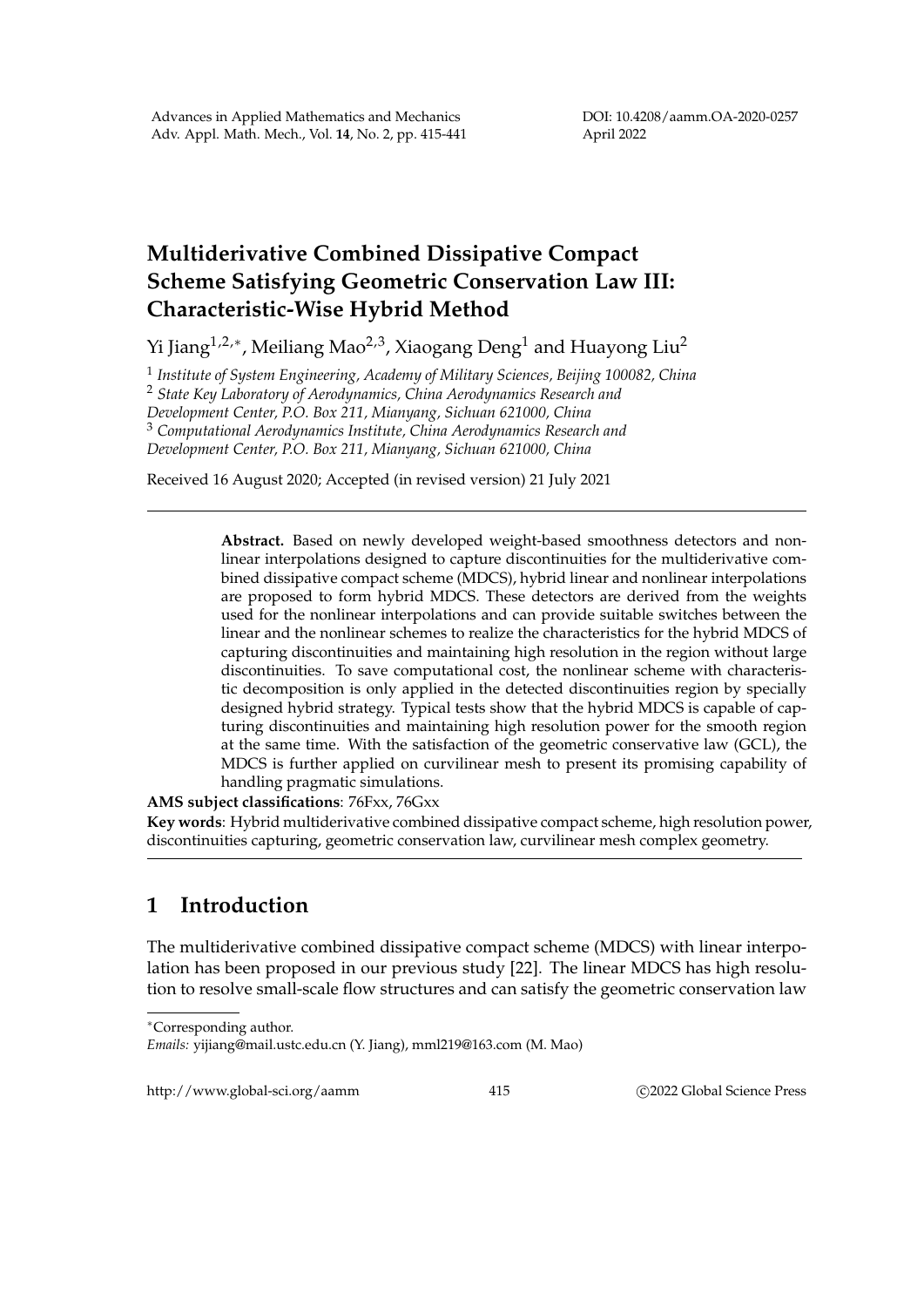# Multiderivative Combined Dissipative Compact Scheme Satisfying Geometric Conservation Law III: Characteristic-Wise Hybrid Method

Yi Jiang[1,2,*], Meiliang Mao[2,3], Xiaogang Deng[1] and Huayong Liu[2]

[1] *Institute of System Engineering, Academy of Military Sciences, Beijing 100082, China*
[2] *State Key Laboratory of Aerodynamics, China Aerodynamics Research and Development Center, P.O. Box 211, Mianyang, Sichuan 621000, China*
[3] *Computational Aerodynamics Institute, China Aerodynamics Research and Development Center, P.O. Box 211, Mianyang, Sichuan 621000, China*

Received 16 August 2020; Accepted (in revised version) 21 July 2021

---

**Abstract.** Based on newly developed weight-based smoothness detectors and nonlinear interpolations designed to capture discontinuities for the multiderivative combined dissipative compact scheme (MDCS), hybrid linear and nonlinear interpolations are proposed to form hybrid MDCS. These detectors are derived from the weights used for the nonlinear interpolations and can provide suitable switches between the linear and the nonlinear schemes to realize the characteristics for the hybrid MDCS of capturing discontinuities and maintaining high resolution in the region without large discontinuities. To save computational cost, the nonlinear scheme with characteristic decomposition is only applied in the detected discontinuities region by specially designed hybrid strategy. Typical tests show that the hybrid MDCS is capable of capturing discontinuities and maintaining high resolution power for the smooth region at the same time. With the satisfaction of the geometric conservative law (GCL), the MDCS is further applied on curvilinear mesh to present its promising capability of handling pragmatic simulations.

**AMS subject classifications**: 76Fxx, 76Gxx

**Key words**: Hybrid multiderivative combined dissipative compact scheme, high resolution power, discontinuities capturing, geometric conservation law, curvilinear mesh complex geometry.

---

## 1 Introduction

The multiderivative combined dissipative compact scheme (MDCS) with linear interpolation has been proposed in our previous study [22]. The linear MDCS has high resolution to resolve small-scale flow structures and can satisfy the geometric conservation law

---

*Corresponding author.
*Emails:* yijiang@mail.ustc.edu.cn (Y. Jiang), mml219@163.com (M. Mao)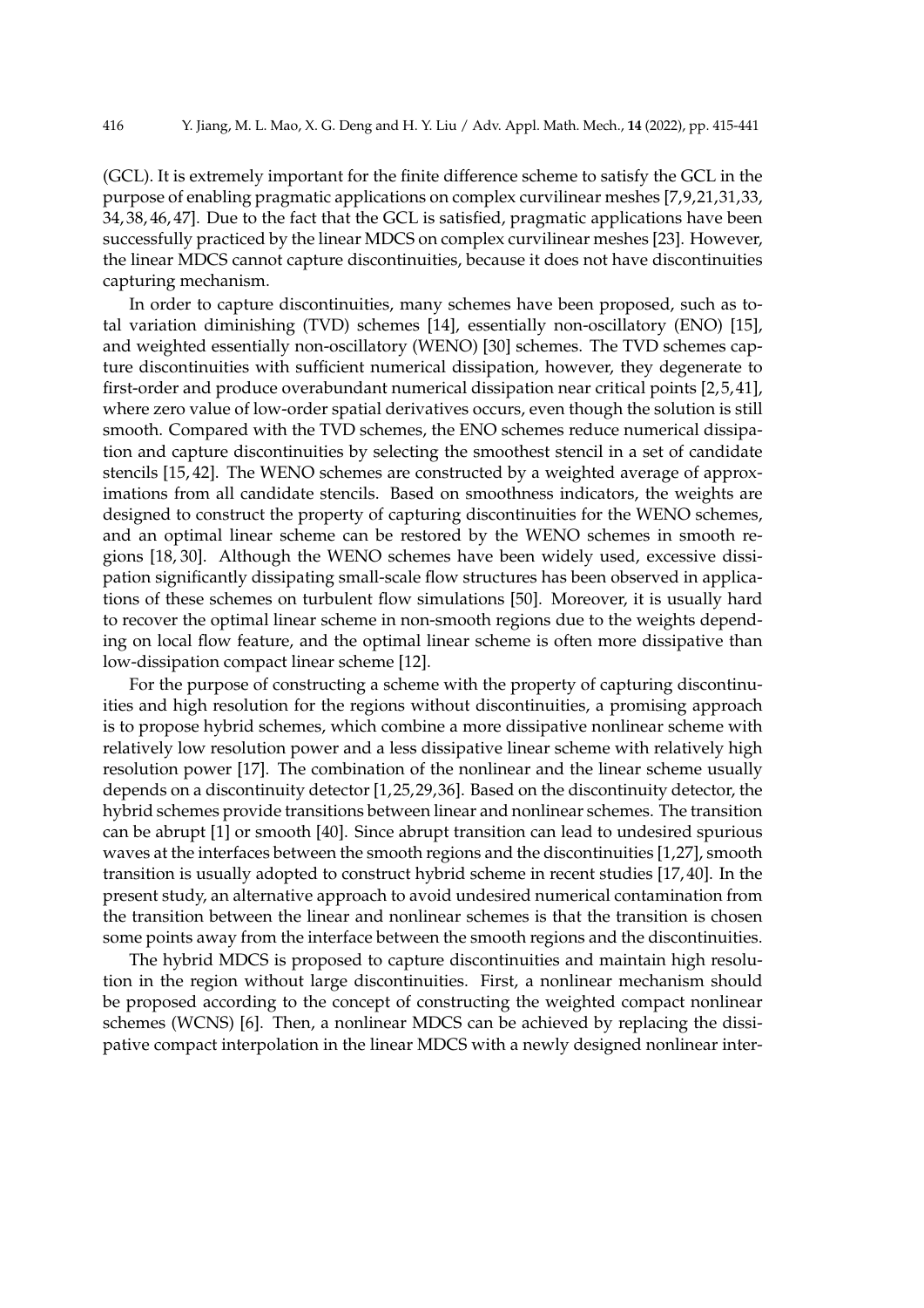(GCL). It is extremely important for the finite difference scheme to satisfy the GCL in the purpose of enabling pragmatic applications on complex curvilinear meshes [7,9,21,31,33, 34,38,46,47]. Due to the fact that the GCL is satisfied, pragmatic applications have been successfully practiced by the linear MDCS on complex curvilinear meshes [23]. However, the linear MDCS cannot capture discontinuities, because it does not have discontinuities capturing mechanism.

In order to capture discontinuities, many schemes have been proposed, such as total variation diminishing (TVD) schemes [14], essentially non-oscillatory (ENO) [15], and weighted essentially non-oscillatory (WENO) [30] schemes. The TVD schemes capture discontinuities with sufficient numerical dissipation, however, they degenerate to first-order and produce overabundant numerical dissipation near critical points [2,5,41], where zero value of low-order spatial derivatives occurs, even though the solution is still smooth. Compared with the TVD schemes, the ENO schemes reduce numerical dissipation and capture discontinuities by selecting the smoothest stencil in a set of candidate stencils [15, 42]. The WENO schemes are constructed by a weighted average of approximations from all candidate stencils. Based on smoothness indicators, the weights are designed to construct the property of capturing discontinuities for the WENO schemes, and an optimal linear scheme can be restored by the WENO schemes in smooth regions [18, 30]. Although the WENO schemes have been widely used, excessive dissipation significantly dissipating small-scale flow structures has been observed in applications of these schemes on turbulent flow simulations [50]. Moreover, it is usually hard to recover the optimal linear scheme in non-smooth regions due to the weights depending on local flow feature, and the optimal linear scheme is often more dissipative than low-dissipation compact linear scheme [12].

For the purpose of constructing a scheme with the property of capturing discontinuities and high resolution for the regions without discontinuities, a promising approach is to propose hybrid schemes, which combine a more dissipative nonlinear scheme with relatively low resolution power and a less dissipative linear scheme with relatively high resolution power [17]. The combination of the nonlinear and the linear scheme usually depends on a discontinuity detector [1,25,29,36]. Based on the discontinuity detector, the hybrid schemes provide transitions between linear and nonlinear schemes. The transition can be abrupt [1] or smooth [40]. Since abrupt transition can lead to undesired spurious waves at the interfaces between the smooth regions and the discontinuities [1,27], smooth transition is usually adopted to construct hybrid scheme in recent studies [17, 40]. In the present study, an alternative approach to avoid undesired numerical contamination from the transition between the linear and nonlinear schemes is that the transition is chosen some points away from the interface between the smooth regions and the discontinuities.

The hybrid MDCS is proposed to capture discontinuities and maintain high resolution in the region without large discontinuities. First, a nonlinear mechanism should be proposed according to the concept of constructing the weighted compact nonlinear schemes (WCNS) [6]. Then, a nonlinear MDCS can be achieved by replacing the dissipative compact interpolation in the linear MDCS with a newly designed nonlinear inter-